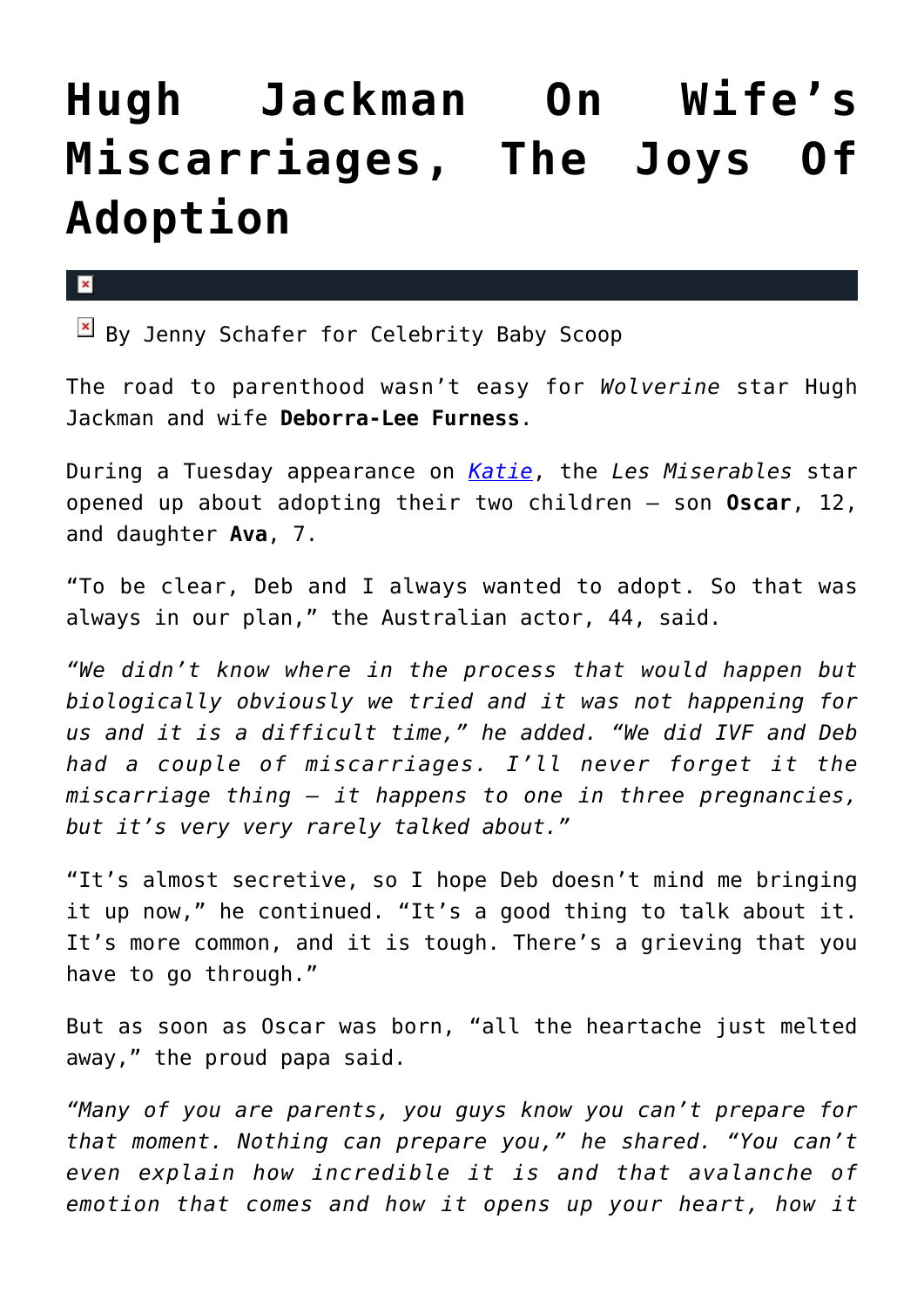# Hugh Jackman On Wife's Miscarriages, The Joys Of Adoption

By Jenny Schafer for Celebrity Baby Scoop

The road to parenthood wasn't easy for *Wolverine* star Hugh Jackman and wife **Deborra-Lee Furness**.

During a Tuesday appearance on *Katie*, the *Les Miserables* star opened up about adopting their two children – son **Oscar**, 12, and daughter **Ava**, 7.

"To be clear, Deb and I always wanted to adopt. So that was always in our plan," the Australian actor, 44, said.

*"We didn't know where in the process that would happen but biologically obviously we tried and it was not happening for us and it is a difficult time," he added. "We did IVF and Deb had a couple of miscarriages. I'll never forget it the miscarriage thing – it happens to one in three pregnancies, but it's very very rarely talked about."*

"It's almost secretive, so I hope Deb doesn't mind me bringing it up now," he continued. "It's a good thing to talk about it. It's more common, and it is tough. There's a grieving that you have to go through."

But as soon as Oscar was born, "all the heartache just melted away," the proud papa said.

*"Many of you are parents, you guys know you can't prepare for that moment. Nothing can prepare you," he shared. "You can't even explain how incredible it is and that avalanche of emotion that comes and how it opens up your heart, how it*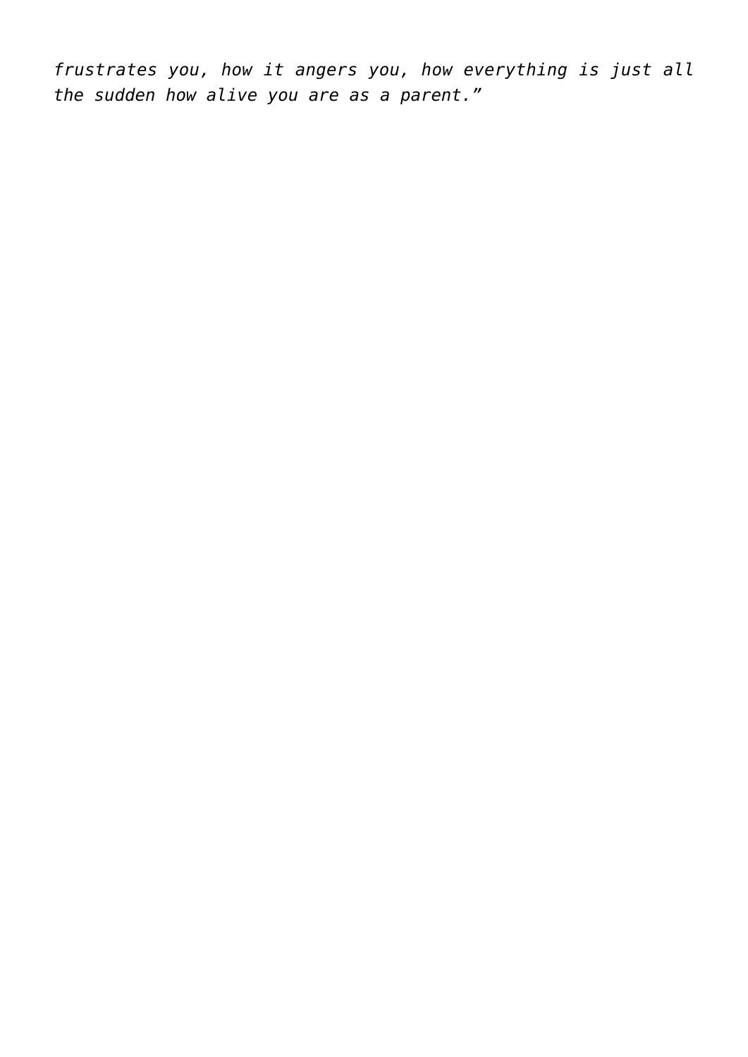*frustrates you, how it angers you, how everything is just all the sudden how alive you are as a parent."*